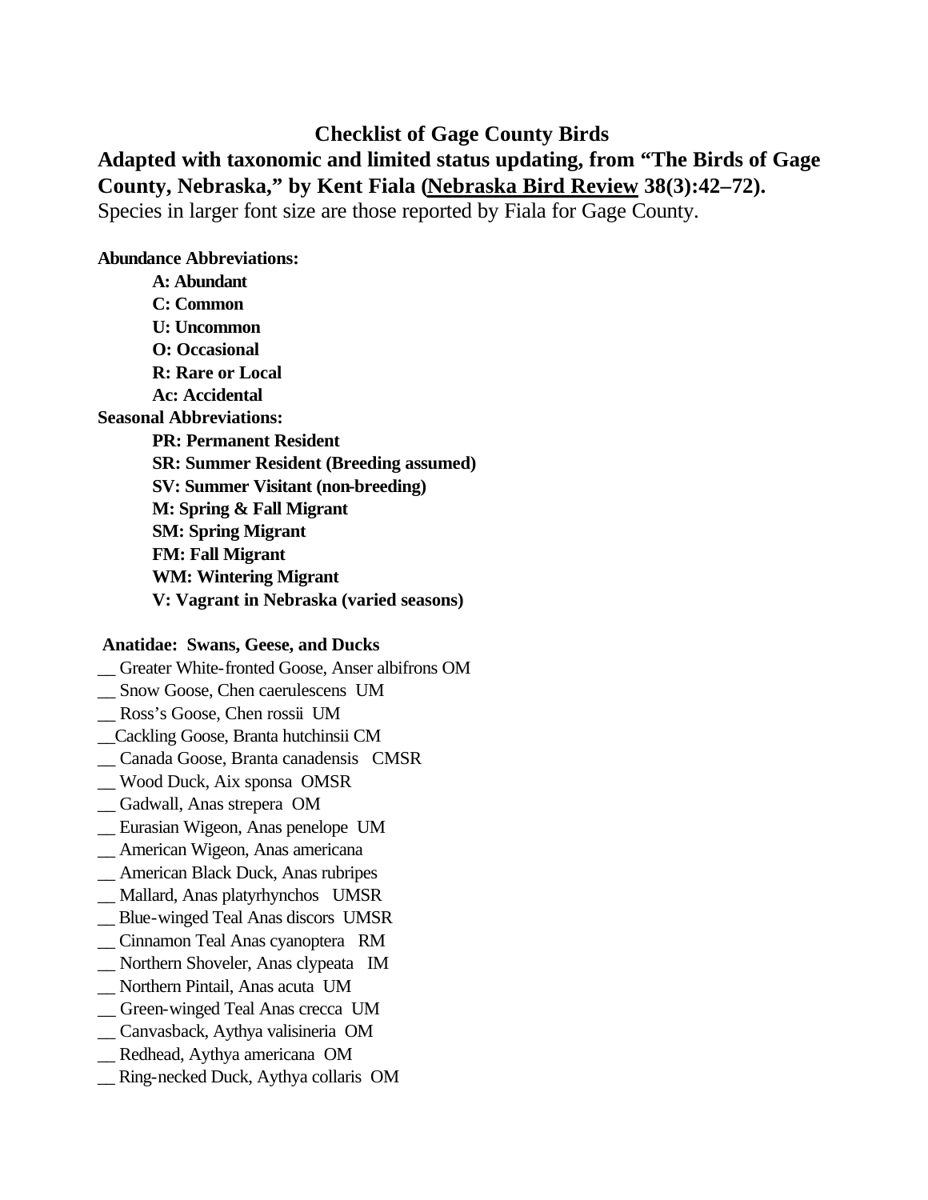## Checklist of Gage County Birds

**Adapted with taxonomic and limited status updating, from "The Birds of Gage County, Nebraska," by Kent Fiala (Nebraska Bird Review 38(3):42–72).**

Species in larger font size are those reported by Fiala for Gage County.

**Abundance Abbreviations:**

- **A: Abundant**
- **C: Common**
- **U: Uncommon**
- **O: Occasional**
- **R: Rare or Local**
- **Ac: Accidental**

**Seasonal Abbreviations:**

- **PR: Permanent Resident**
- **SR: Summer Resident (Breeding assumed)**
- **SV: Summer Visitant (non-breeding)**
- **M: Spring & Fall Migrant**
- **SM: Spring Migrant**
- **FM: Fall Migrant**
- **WM: Wintering Migrant**
- **V: Vagrant in Nebraska (varied seasons)**

**Anatidae: Swans, Geese, and Ducks**

__ Greater White-fronted Goose, Anser albifrons OM
__ Snow Goose, Chen caerulescens UM
__ Ross's Goose, Chen rossii UM
__Cackling Goose, Branta hutchinsii CM
__ Canada Goose, Branta canadensis CMSR
__ Wood Duck, Aix sponsa OMSR
__ Gadwall, Anas strepera OM
__ Eurasian Wigeon, Anas penelope UM
__ American Wigeon, Anas americana
__ American Black Duck, Anas rubripes
__ Mallard, Anas platyrhynchos UMSR
__ Blue-winged Teal Anas discors UMSR
__ Cinnamon Teal Anas cyanoptera RM
__ Northern Shoveler, Anas clypeata IM
__ Northern Pintail, Anas acuta UM
__ Green-winged Teal Anas crecca UM
__ Canvasback, Aythya valisineria OM
__ Redhead, Aythya americana OM
__ Ring-necked Duck, Aythya collaris OM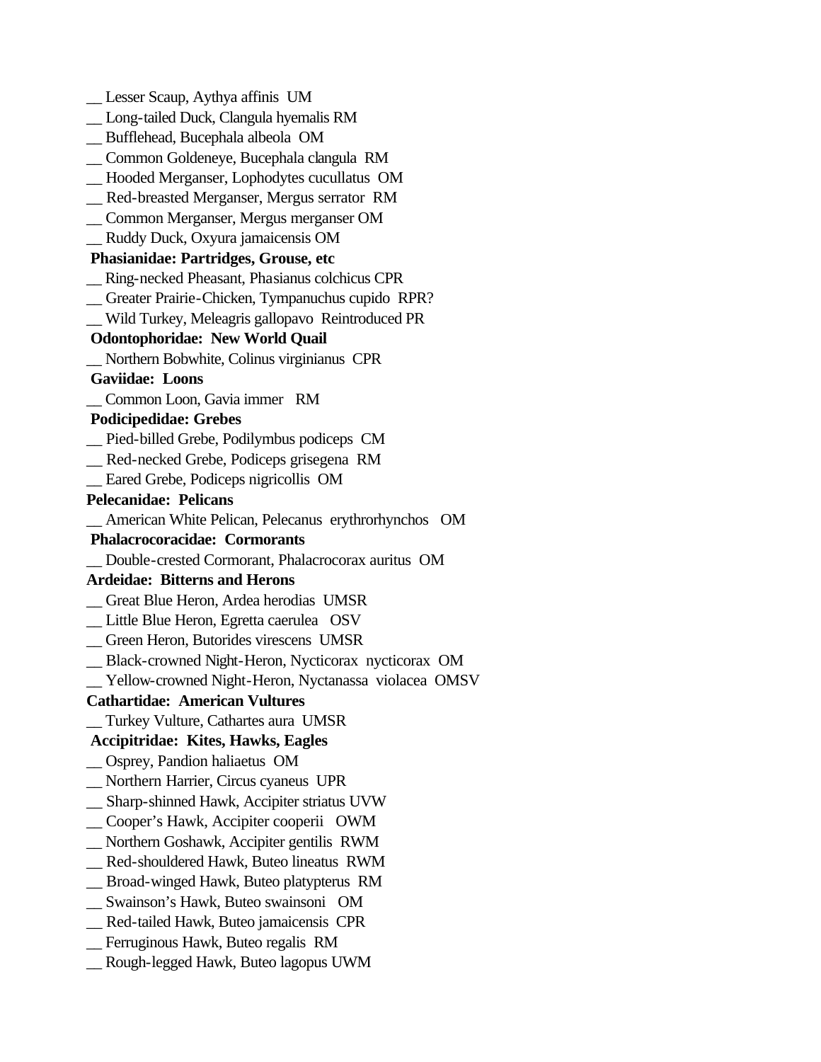__ Lesser Scaup, Aythya affinis  UM
__ Long-tailed Duck, Clangula hyemalis RM
__ Bufflehead, Bucephala albeola  OM
__ Common Goldeneye, Bucephala clangula  RM
__ Hooded Merganser, Lophodytes cucullatus  OM
__ Red-breasted Merganser, Mergus serrator  RM
__ Common Merganser, Mergus merganser OM
__ Ruddy Duck, Oxyura jamaicensis OM

**Phasianidae: Partridges, Grouse, etc**

__ Ring-necked Pheasant, Phasianus colchicus CPR
__ Greater Prairie-Chicken, Tympanuchus cupido  RPR?
__ Wild Turkey, Meleagris gallopavo  Reintroduced PR

**Odontophoridae:  New World Quail**

__ Northern Bobwhite, Colinus virginianus  CPR

**Gaviidae:  Loons**

__ Common Loon, Gavia immer   RM

**Podicipedidae: Grebes**

__ Pied-billed Grebe, Podilymbus podiceps  CM
__ Red-necked Grebe, Podiceps grisegena  RM
__ Eared Grebe, Podiceps nigricollis  OM

**Pelecanidae:  Pelicans**

__ American White Pelican, Pelecanus  erythrorhynchos   OM

**Phalacrocoracidae:  Cormorants**

__ Double-crested Cormorant, Phalacrocorax auritus  OM

**Ardeidae:  Bitterns and Herons**

__ Great Blue Heron, Ardea herodias  UMSR
__ Little Blue Heron, Egretta caerulea   OSV
__ Green Heron, Butorides virescens  UMSR
__ Black-crowned Night-Heron, Nycticorax  nycticorax  OM
__ Yellow-crowned Night-Heron, Nyctanassa  violacea  OMSV

**Cathartidae:  American Vultures**

__ Turkey Vulture, Cathartes aura  UMSR

**Accipitridae:  Kites, Hawks, Eagles**

__ Osprey, Pandion haliaetus  OM
__ Northern Harrier, Circus cyaneus  UPR
__ Sharp-shinned Hawk, Accipiter striatus UVW
__ Cooper's Hawk, Accipiter cooperii   OWM
__ Northern Goshawk, Accipiter gentilis  RWM
__ Red-shouldered Hawk, Buteo lineatus  RWM
__ Broad-winged Hawk, Buteo platypterus  RM
__ Swainson's Hawk, Buteo swainsoni   OM
__ Red-tailed Hawk, Buteo jamaicensis  CPR
__ Ferruginous Hawk, Buteo regalis  RM
__ Rough-legged Hawk, Buteo lagopus UWM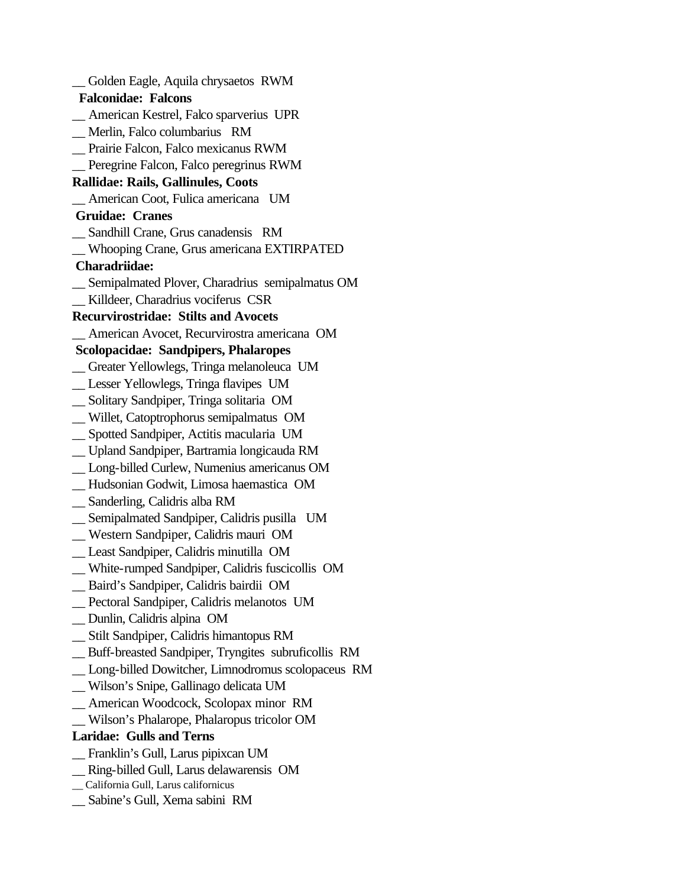__ Golden Eagle, Aquila chrysaetos RWM

**Falconidae: Falcons**

__ American Kestrel, Falco sparverius UPR

__ Merlin, Falco columbarius RM

__ Prairie Falcon, Falco mexicanus RWM

__ Peregrine Falcon, Falco peregrinus RWM

**Rallidae: Rails, Gallinules, Coots**

__ American Coot, Fulica americana UM

**Gruidae: Cranes**

__ Sandhill Crane, Grus canadensis RM

__ Whooping Crane, Grus americana EXTIRPATED

**Charadriidae:**

__ Semipalmated Plover, Charadrius semipalmatus OM

__ Killdeer, Charadrius vociferus CSR

**Recurvirostridae: Stilts and Avocets**

__ American Avocet, Recurvirostra americana OM

**Scolopacidae: Sandpipers, Phalaropes**

__ Greater Yellowlegs, Tringa melanoleuca UM

__ Lesser Yellowlegs, Tringa flavipes UM

__ Solitary Sandpiper, Tringa solitaria OM

__ Willet, Catoptrophorus semipalmatus OM

__ Spotted Sandpiper, Actitis macularia UM

__ Upland Sandpiper, Bartramia longicauda RM

__ Long-billed Curlew, Numenius americanus OM

__ Hudsonian Godwit, Limosa haemastica OM

__ Sanderling, Calidris alba RM

__ Semipalmated Sandpiper, Calidris pusilla UM

__ Western Sandpiper, Calidris mauri OM

__ Least Sandpiper, Calidris minutilla OM

__ White-rumped Sandpiper, Calidris fuscicollis OM

__ Baird's Sandpiper, Calidris bairdii OM

__ Pectoral Sandpiper, Calidris melanotos UM

__ Dunlin, Calidris alpina OM

__ Stilt Sandpiper, Calidris himantopus RM

__ Buff-breasted Sandpiper, Tryngites subruficollis RM

__ Long-billed Dowitcher, Limnodromus scolopaceus RM

__ Wilson's Snipe, Gallinago delicata UM

__ American Woodcock, Scolopax minor RM

__ Wilson's Phalarope, Phalaropus tricolor OM

**Laridae: Gulls and Terns**

__ Franklin's Gull, Larus pipixcan UM

__ Ring-billed Gull, Larus delawarensis OM

__ California Gull, Larus californicus

__ Sabine's Gull, Xema sabini RM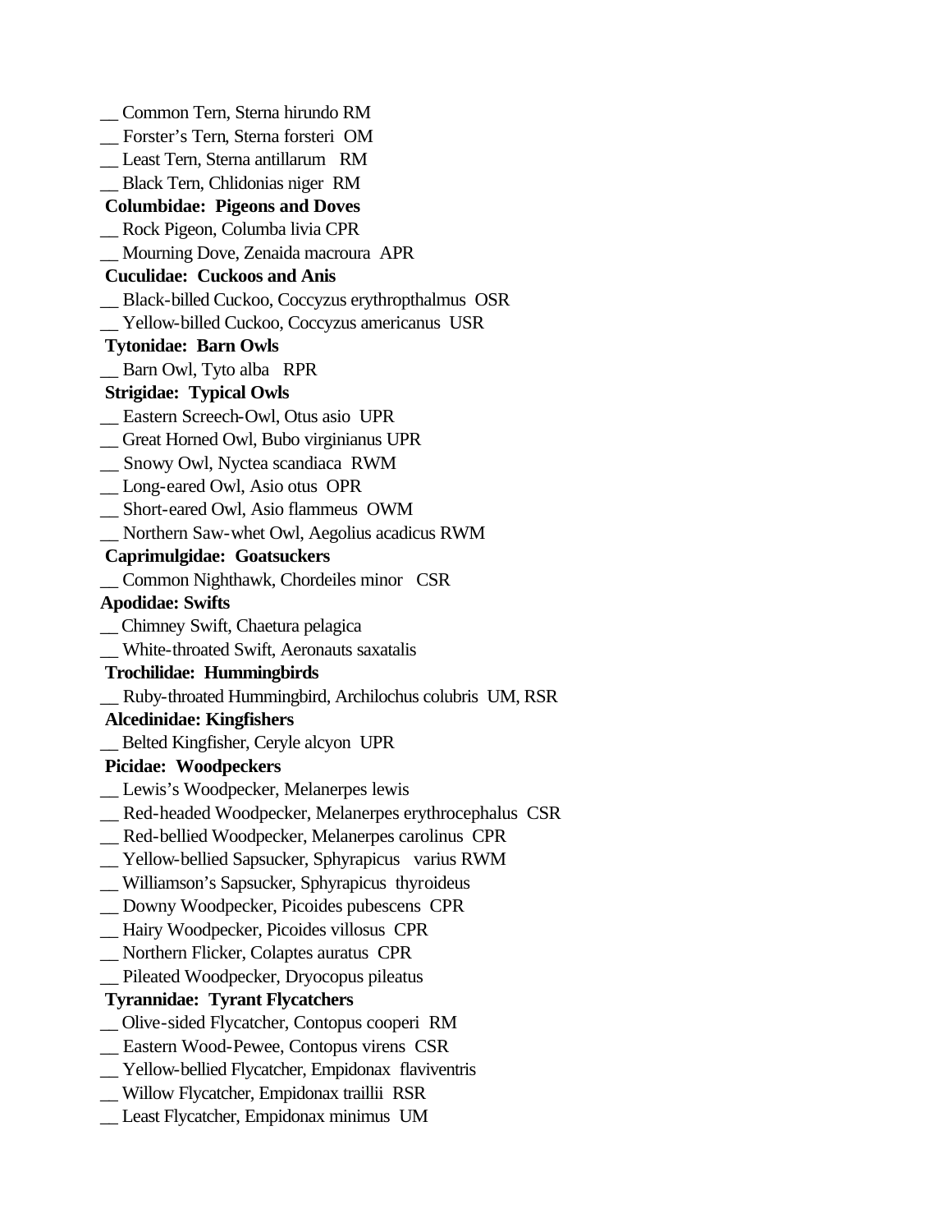__ Common Tern, Sterna hirundo RM
__ Forster's Tern, Sterna forsteri OM
__ Least Tern, Sterna antillarum RM
__ Black Tern, Chlidonias niger RM

**Columbidae: Pigeons and Doves**

__ Rock Pigeon, Columba livia CPR
__ Mourning Dove, Zenaida macroura APR

**Cuculidae: Cuckoos and Anis**

__ Black-billed Cuckoo, Coccyzus erythropthalmus OSR
__ Yellow-billed Cuckoo, Coccyzus americanus USR

**Tytonidae: Barn Owls**

__ Barn Owl, Tyto alba RPR

**Strigidae: Typical Owls**

__ Eastern Screech-Owl, Otus asio UPR
__ Great Horned Owl, Bubo virginianus UPR
__ Snowy Owl, Nyctea scandiaca RWM
__ Long-eared Owl, Asio otus OPR
__ Short-eared Owl, Asio flammeus OWM
__ Northern Saw-whet Owl, Aegolius acadicus RWM

**Caprimulgidae: Goatsuckers**

__ Common Nighthawk, Chordeiles minor CSR

**Apodidae: Swifts**

__ Chimney Swift, Chaetura pelagica
__ White-throated Swift, Aeronauts saxatalis

**Trochilidae: Hummingbirds**

__ Ruby-throated Hummingbird, Archilochus colubris UM, RSR

**Alcedinidae: Kingfishers**

__ Belted Kingfisher, Ceryle alcyon UPR

**Picidae: Woodpeckers**

__ Lewis's Woodpecker, Melanerpes lewis
__ Red-headed Woodpecker, Melanerpes erythrocephalus CSR
__ Red-bellied Woodpecker, Melanerpes carolinus CPR
__ Yellow-bellied Sapsucker, Sphyrapicus varius RWM
__ Williamson's Sapsucker, Sphyrapicus thyroideus
__ Downy Woodpecker, Picoides pubescens CPR
__ Hairy Woodpecker, Picoides villosus CPR
__ Northern Flicker, Colaptes auratus CPR
__ Pileated Woodpecker, Dryocopus pileatus

**Tyrannidae: Tyrant Flycatchers**

__ Olive-sided Flycatcher, Contopus cooperi RM
__ Eastern Wood-Pewee, Contopus virens CSR
__ Yellow-bellied Flycatcher, Empidonax flaviventris
__ Willow Flycatcher, Empidonax traillii RSR
__ Least Flycatcher, Empidonax minimus UM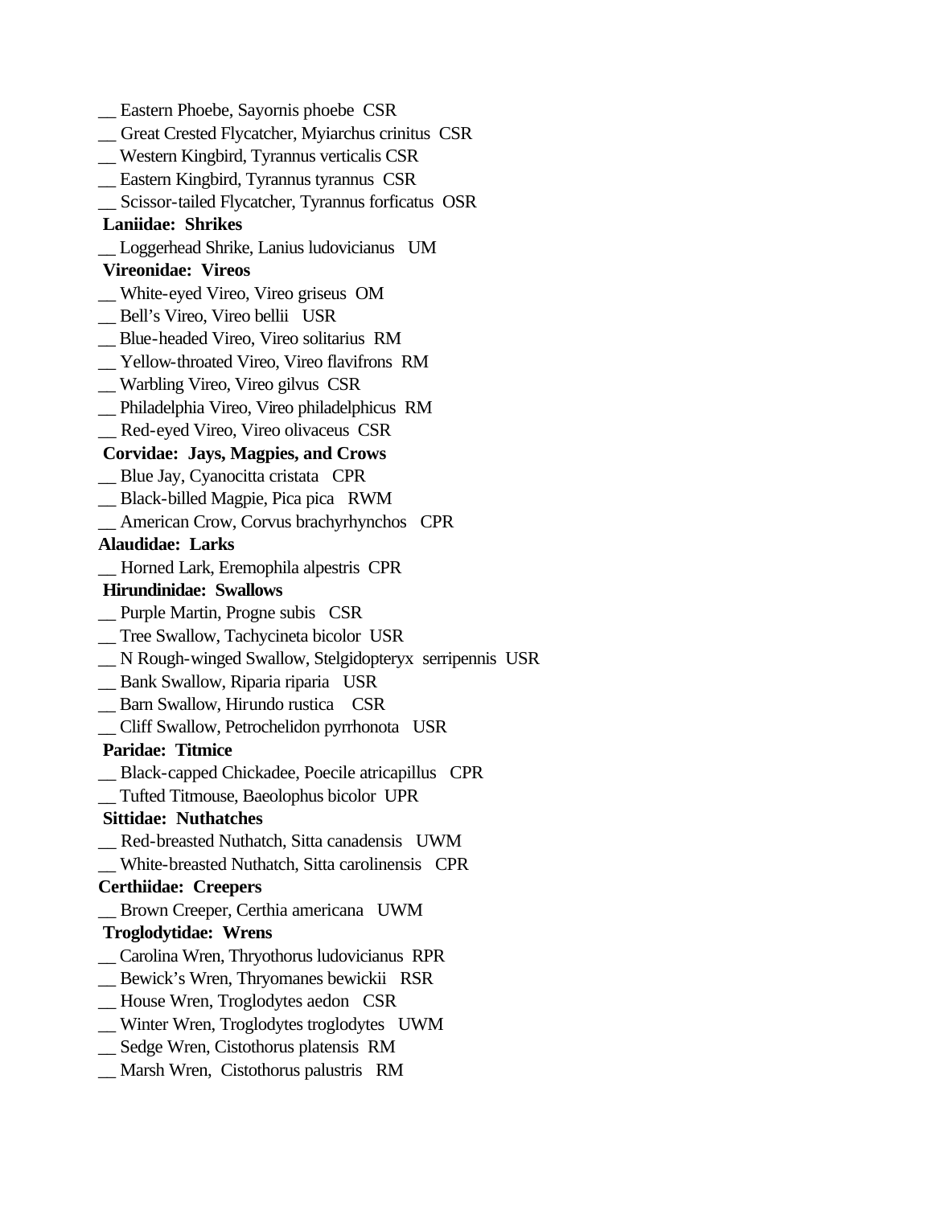__ Eastern Phoebe, Sayornis phoebe  CSR
__ Great Crested Flycatcher, Myiarchus crinitus  CSR
__ Western Kingbird, Tyrannus verticalis CSR
__ Eastern Kingbird, Tyrannus tyrannus  CSR
__ Scissor-tailed Flycatcher, Tyrannus forficatus  OSR

**Laniidae:  Shrikes**

__ Loggerhead Shrike, Lanius ludovicianus   UM

**Vireonidae:  Vireos**

__ White-eyed Vireo, Vireo griseus  OM
__ Bell's Vireo, Vireo bellii   USR
__ Blue-headed Vireo, Vireo solitarius  RM
__ Yellow-throated Vireo, Vireo flavifrons  RM
__ Warbling Vireo, Vireo gilvus  CSR
__ Philadelphia Vireo, Vireo philadelphicus  RM
__ Red-eyed Vireo, Vireo olivaceus  CSR

**Corvidae:  Jays, Magpies, and Crows**

__ Blue Jay, Cyanocitta cristata   CPR
__ Black-billed Magpie, Pica pica   RWM
__ American Crow, Corvus brachyrhynchos   CPR

**Alaudidae:  Larks**

__ Horned Lark, Eremophila alpestris  CPR

**Hirundinidae:  Swallows**

__ Purple Martin, Progne subis   CSR
__ Tree Swallow, Tachycineta bicolor  USR
__ N Rough-winged Swallow, Stelgidopteryx  serripennis  USR
__ Bank Swallow, Riparia riparia   USR
__ Barn Swallow, Hirundo rustica    CSR
__ Cliff Swallow, Petrochelidon pyrrhonota   USR

**Paridae:  Titmice**

__ Black-capped Chickadee, Poecile atricapillus   CPR
__ Tufted Titmouse, Baeolophus bicolor  UPR

**Sittidae:  Nuthatches**

__ Red-breasted Nuthatch, Sitta canadensis   UWM
__ White-breasted Nuthatch, Sitta carolinensis   CPR

**Certhiidae:  Creepers**

__ Brown Creeper, Certhia americana   UWM

**Troglodytidae:  Wrens**

__ Carolina Wren, Thryothorus ludovicianus  RPR
__ Bewick's Wren, Thryomanes bewickii   RSR
__ House Wren, Troglodytes aedon   CSR
__ Winter Wren, Troglodytes troglodytes   UWM
__ Sedge Wren, Cistothorus platensis  RM
__ Marsh Wren,  Cistothorus palustris   RM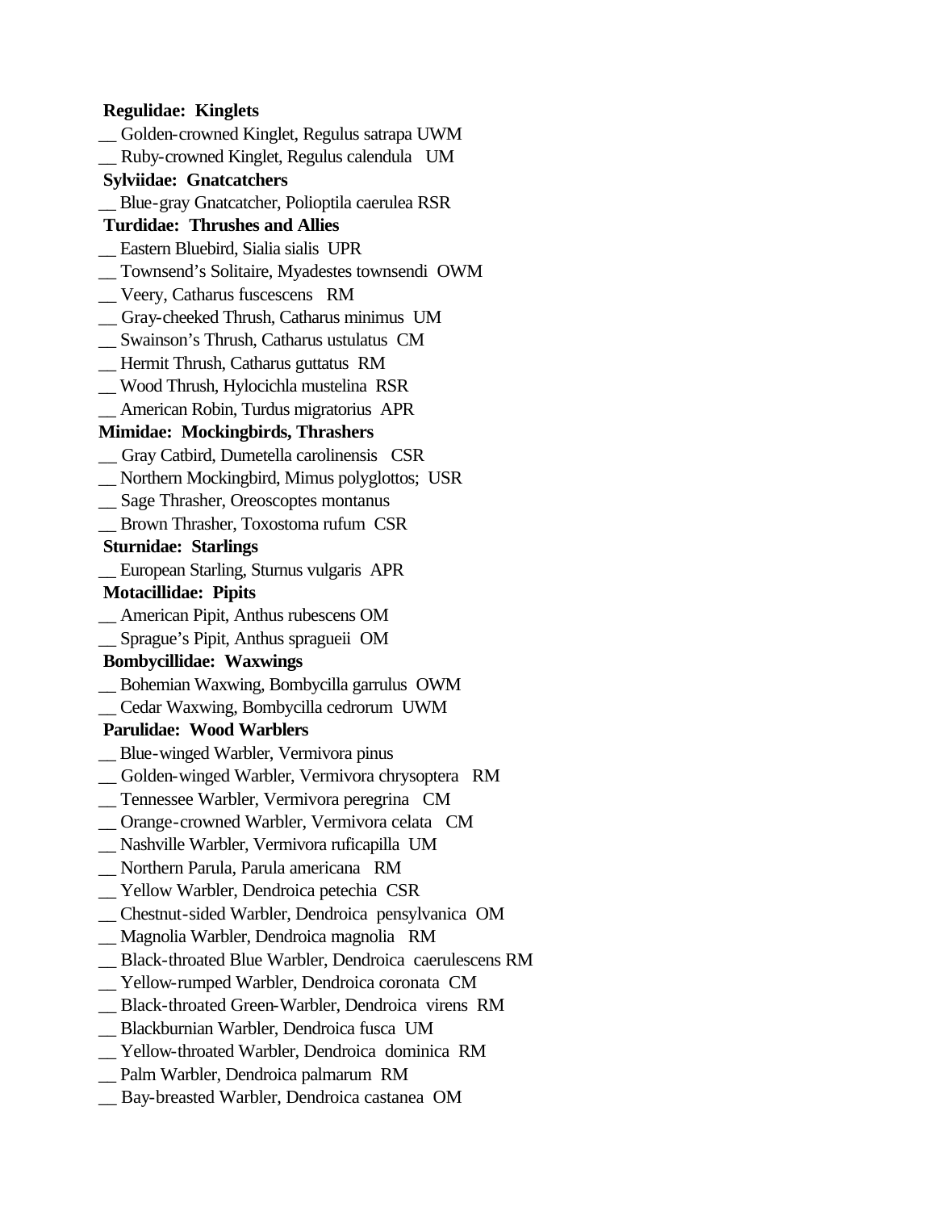**Regulidae: Kinglets**

__ Golden-crowned Kinglet, Regulus satrapa UWM
__ Ruby-crowned Kinglet, Regulus calendula UM

**Sylviidae: Gnatcatchers**

__ Blue-gray Gnatcatcher, Polioptila caerulea RSR

**Turdidae: Thrushes and Allies**

__ Eastern Bluebird, Sialia sialis UPR
__ Townsend’s Solitaire, Myadestes townsendi OWM
__ Veery, Catharus fuscescens RM
__ Gray-cheeked Thrush, Catharus minimus UM
__ Swainson’s Thrush, Catharus ustulatus CM
__ Hermit Thrush, Catharus guttatus RM
__ Wood Thrush, Hylocichla mustelina RSR
__ American Robin, Turdus migratorius APR

**Mimidae: Mockingbirds, Thrashers**

__ Gray Catbird, Dumetella carolinensis CSR
__ Northern Mockingbird, Mimus polyglottos; USR
__ Sage Thrasher, Oreoscoptes montanus
__ Brown Thrasher, Toxostoma rufum CSR

**Sturnidae: Starlings**

__ European Starling, Sturnus vulgaris APR

**Motacillidae: Pipits**

__ American Pipit, Anthus rubescens OM
__ Sprague’s Pipit, Anthus spragueii OM

**Bombycillidae: Waxwings**

__ Bohemian Waxwing, Bombycilla garrulus OWM
__ Cedar Waxwing, Bombycilla cedrorum UWM

**Parulidae: Wood Warblers**

__ Blue-winged Warbler, Vermivora pinus
__ Golden-winged Warbler, Vermivora chrysoptera RM
__ Tennessee Warbler, Vermivora peregrina CM
__ Orange-crowned Warbler, Vermivora celata CM
__ Nashville Warbler, Vermivora ruficapilla UM
__ Northern Parula, Parula americana RM
__ Yellow Warbler, Dendroica petechia CSR
__ Chestnut-sided Warbler, Dendroica pensylvanica OM
__ Magnolia Warbler, Dendroica magnolia RM
__ Black-throated Blue Warbler, Dendroica caerulescens RM
__ Yellow-rumped Warbler, Dendroica coronata CM
__ Black-throated Green-Warbler, Dendroica virens RM
__ Blackburnian Warbler, Dendroica fusca UM
__ Yellow-throated Warbler, Dendroica dominica RM
__ Palm Warbler, Dendroica palmarum RM
__ Bay-breasted Warbler, Dendroica castanea OM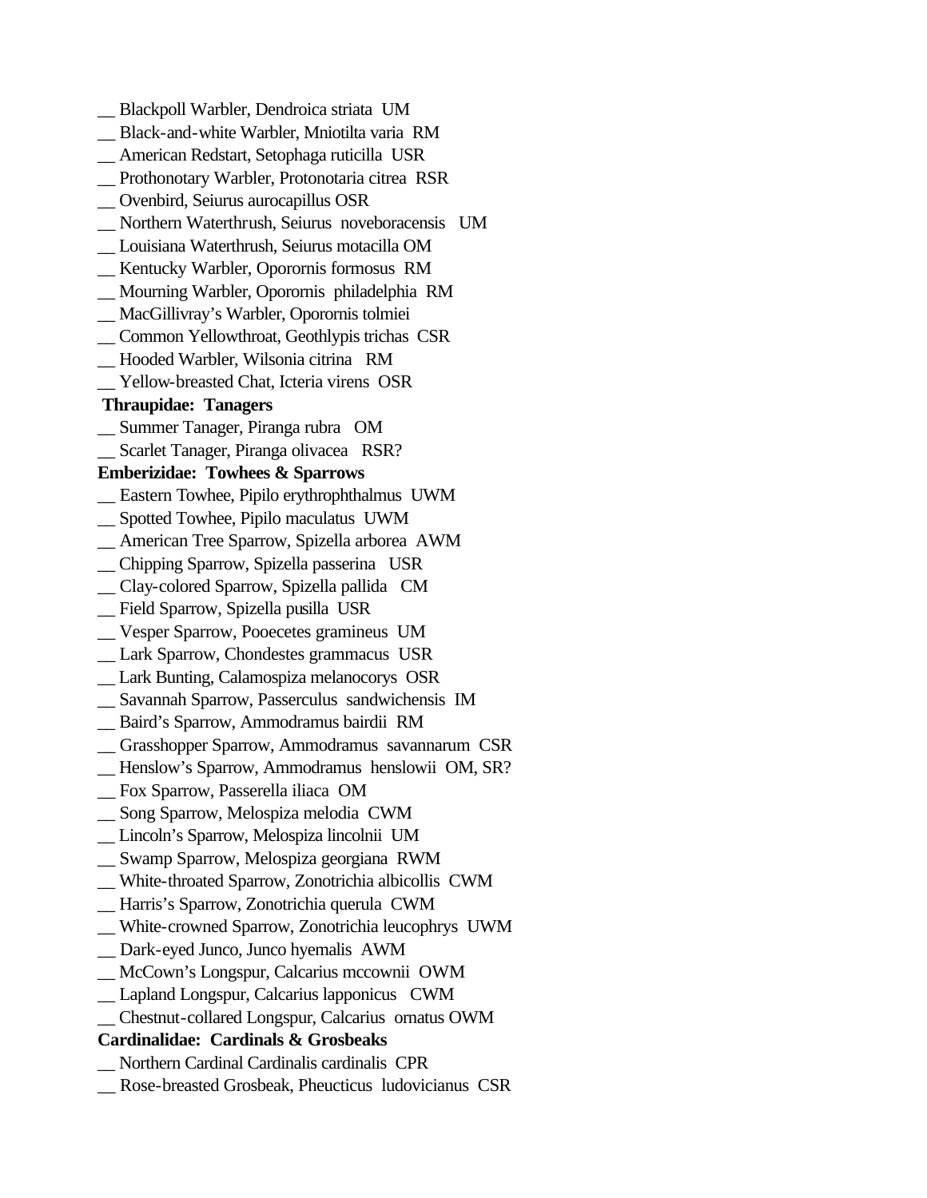__ Blackpoll Warbler, Dendroica striata  UM  
__ Black-and-white Warbler, Mniotilta varia  RM  
__ American Redstart, Setophaga ruticilla  USR  
__ Prothonotary Warbler, Protonotaria citrea  RSR  
__ Ovenbird, Seiurus aurocapillus OSR  
__ Northern Waterthrush, Seiurus  noveboracensis   UM  
__ Louisiana Waterthrush, Seiurus motacilla OM  
__ Kentucky Warbler, Oporornis formosus  RM  
__ Mourning Warbler, Oporornis  philadelphia  RM  
__ MacGillivray's Warbler, Oporornis tolmiei  
__ Common Yellowthroat, Geothlypis trichas  CSR  
__ Hooded Warbler, Wilsonia citrina   RM  
__ Yellow-breasted Chat, Icteria virens  OSR  

**Thraupidae:  Tanagers**

__ Summer Tanager, Piranga rubra   OM  
__ Scarlet Tanager, Piranga olivacea   RSR?  

**Emberizidae:  Towhees & Sparrows**

__ Eastern Towhee, Pipilo erythrophthalmus  UWM  
__ Spotted Towhee, Pipilo maculatus  UWM  
__ American Tree Sparrow, Spizella arborea  AWM  
__ Chipping Sparrow, Spizella passerina   USR  
__ Clay-colored Sparrow, Spizella pallida   CM  
__ Field Sparrow, Spizella pusilla  USR  
__ Vesper Sparrow, Pooecetes gramineus  UM  
__ Lark Sparrow, Chondestes grammacus  USR  
__ Lark Bunting, Calamospiza melanocorys  OSR  
__ Savannah Sparrow, Passerculus  sandwichensis  IM  
__ Baird's Sparrow, Ammodramus bairdii  RM  
__ Grasshopper Sparrow, Ammodramus  savannarum  CSR  
__ Henslow's Sparrow, Ammodramus  henslowii  OM, SR?  
__ Fox Sparrow, Passerella iliaca  OM  
__ Song Sparrow, Melospiza melodia  CWM  
__ Lincoln's Sparrow, Melospiza lincolnii  UM  
__ Swamp Sparrow, Melospiza georgiana  RWM  
__ White-throated Sparrow, Zonotrichia albicollis  CWM  
__ Harris's Sparrow, Zonotrichia querula  CWM  
__ White-crowned Sparrow, Zonotrichia leucophrys  UWM  
__ Dark-eyed Junco, Junco hyemalis  AWM  
__ McCown's Longspur, Calcarius mccownii  OWM  
__ Lapland Longspur, Calcarius lapponicus   CWM  
__ Chestnut-collared Longspur, Calcarius  ornatus OWM  

**Cardinalidae:  Cardinals & Grosbeaks**

__ Northern Cardinal Cardinalis cardinalis  CPR  
__ Rose-breasted Grosbeak, Pheucticus  ludovicianus  CSR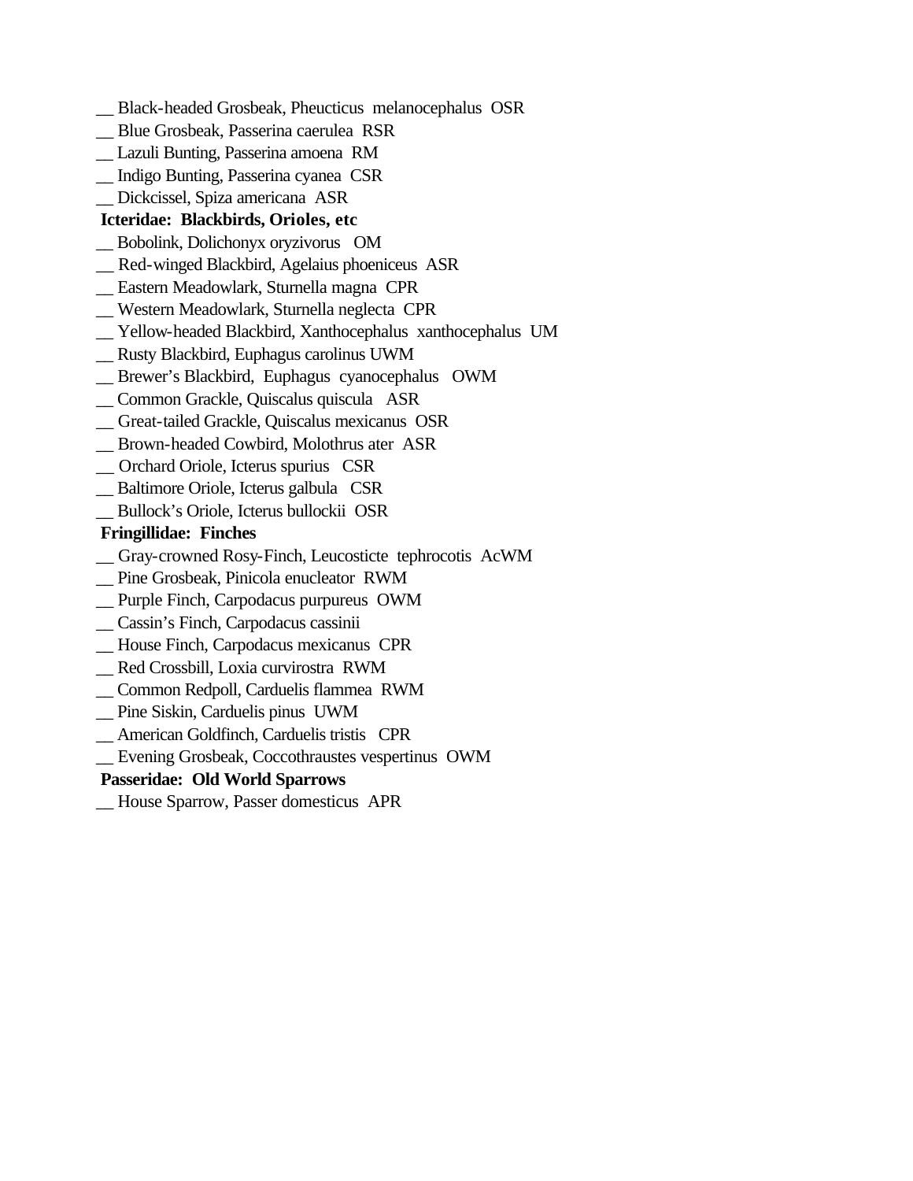__ Black-headed Grosbeak, Pheucticus melanocephalus OSR
__ Blue Grosbeak, Passerina caerulea RSR
__ Lazuli Bunting, Passerina amoena RM
__ Indigo Bunting, Passerina cyanea CSR
__ Dickcissel, Spiza americana ASR

**Icteridae: Blackbirds, Orioles, etc**

__ Bobolink, Dolichonyx oryzivorus OM
__ Red-winged Blackbird, Agelaius phoeniceus ASR
__ Eastern Meadowlark, Sturnella magna CPR
__ Western Meadowlark, Sturnella neglecta CPR
__ Yellow-headed Blackbird, Xanthocephalus xanthocephalus UM
__ Rusty Blackbird, Euphagus carolinus UWM
__ Brewer's Blackbird, Euphagus cyanocephalus OWM
__ Common Grackle, Quiscalus quiscula ASR
__ Great-tailed Grackle, Quiscalus mexicanus OSR
__ Brown-headed Cowbird, Molothrus ater ASR
__ Orchard Oriole, Icterus spurius CSR
__ Baltimore Oriole, Icterus galbula CSR
__ Bullock's Oriole, Icterus bullockii OSR

**Fringillidae: Finches**

__ Gray-crowned Rosy-Finch, Leucosticte tephrocotis AcWM
__ Pine Grosbeak, Pinicola enucleator RWM
__ Purple Finch, Carpodacus purpureus OWM
__ Cassin's Finch, Carpodacus cassinii
__ House Finch, Carpodacus mexicanus CPR
__ Red Crossbill, Loxia curvirostra RWM
__ Common Redpoll, Carduelis flammea RWM
__ Pine Siskin, Carduelis pinus UWM
__ American Goldfinch, Carduelis tristis CPR
__ Evening Grosbeak, Coccothraustes vespertinus OWM

**Passeridae: Old World Sparrows**

__ House Sparrow, Passer domesticus APR